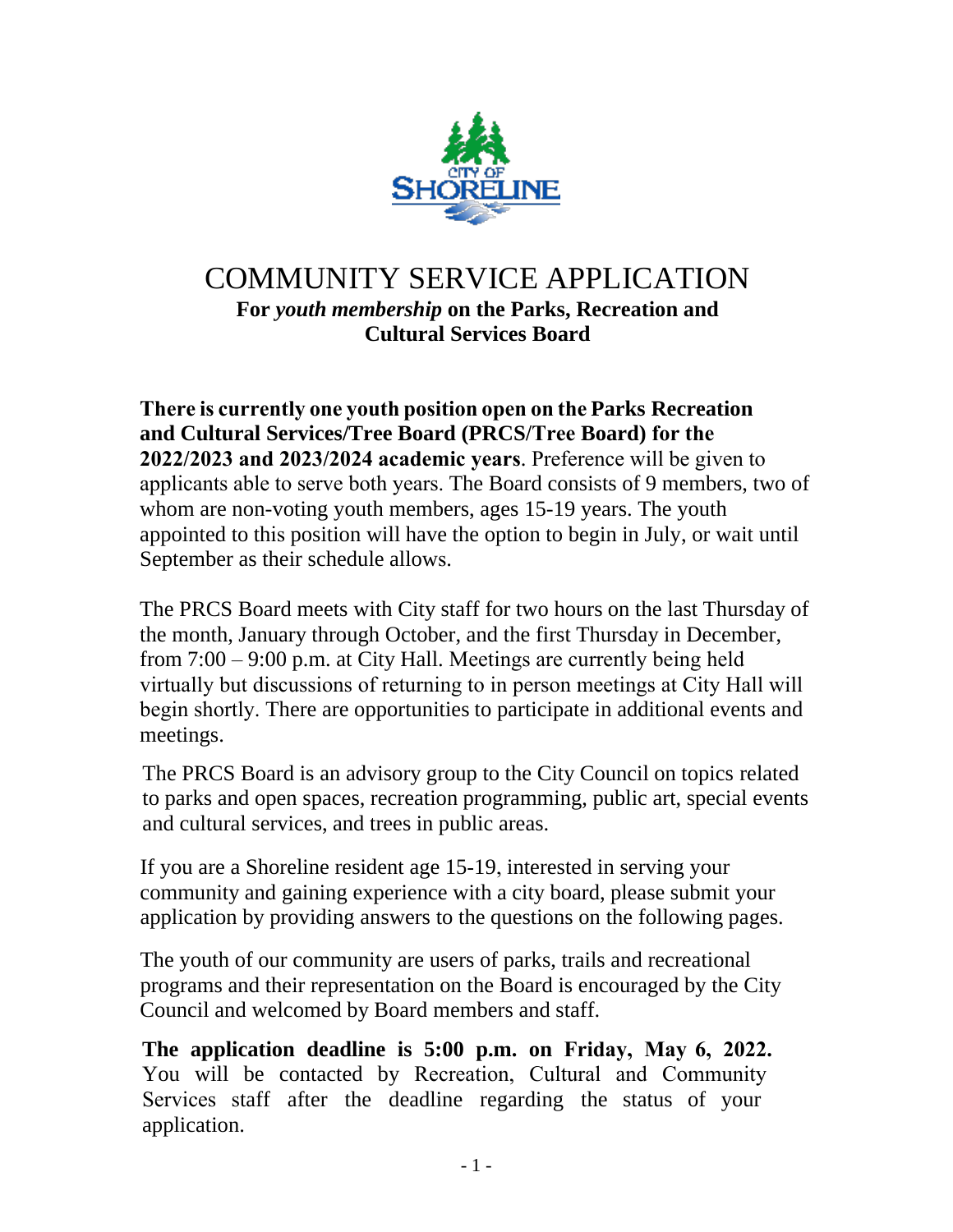# COMMUNITY SERVICE APPLICATION

**For *youth membership* on the Parks, Recreation and Cultural Services Board**

**There is currently one youth position open on the Parks Recreation and Cultural Services/Tree Board (PRCS/Tree Board) for the 2022/2023 and 2023/2024 academic years**. Preference will be given to applicants able to serve both years. The Board consists of 9 members, two of whom are non-voting youth members, ages 15-19 years. The youth appointed to this position will have the option to begin in July, or wait until September as their schedule allows.

The PRCS Board meets with City staff for two hours on the last Thursday of the month, January through October, and the first Thursday in December, from 7:00 – 9:00 p.m. at City Hall. Meetings are currently being held virtually but discussions of returning to in person meetings at City Hall will begin shortly. There are opportunities to participate in additional events and meetings.

The PRCS Board is an advisory group to the City Council on topics related to parks and open spaces, recreation programming, public art, special events and cultural services, and trees in public areas.

If you are a Shoreline resident age 15-19, interested in serving your community and gaining experience with a city board, please submit your application by providing answers to the questions on the following pages.

The youth of our community are users of parks, trails and recreational programs and their representation on the Board is encouraged by the City Council and welcomed by Board members and staff.

**The application deadline is 5:00 p.m. on Friday, May 6, 2022.** You will be contacted by Recreation, Cultural and Community Services staff after the deadline regarding the status of your application.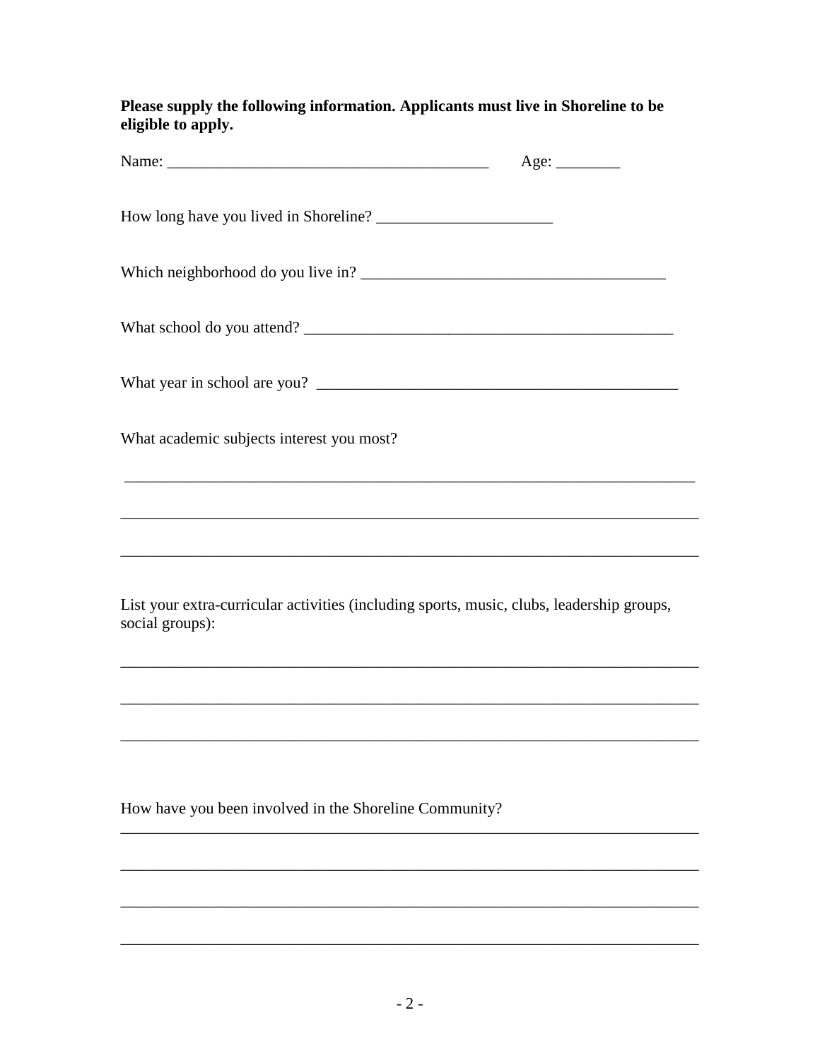**Please supply the following information. Applicants must live in Shoreline to be eligible to apply.**

Name: ________________________________________ Age: ________

How long have you lived in Shoreline? ______________________

Which neighborhood do you live in? ______________________________________

What school do you attend? _______________________________________________

What year in school are you? ______________________________________________

What academic subjects interest you most?

_________________________________________________________________________

_________________________________________________________________________

_________________________________________________________________________

List your extra-curricular activities (including sports, music, clubs, leadership groups, social groups):

_________________________________________________________________________

_________________________________________________________________________

_________________________________________________________________________

How have you been involved in the Shoreline Community?

_________________________________________________________________________

_________________________________________________________________________

_________________________________________________________________________

_________________________________________________________________________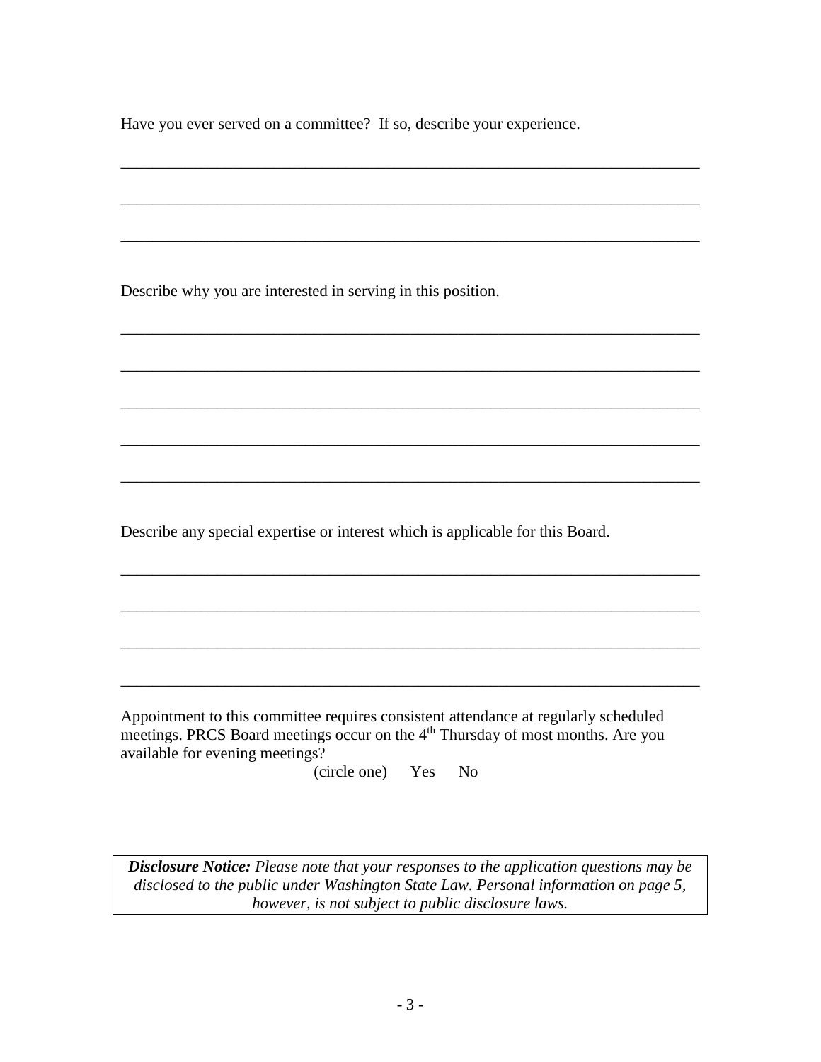Have you ever served on a committee? If so, describe your experience.

___________________________________________________________________________

___________________________________________________________________________

___________________________________________________________________________

Describe why you are interested in serving in this position.

___________________________________________________________________________

___________________________________________________________________________

___________________________________________________________________________

___________________________________________________________________________

___________________________________________________________________________

Describe any special expertise or interest which is applicable for this Board.

___________________________________________________________________________

___________________________________________________________________________

___________________________________________________________________________

___________________________________________________________________________

Appointment to this committee requires consistent attendance at regularly scheduled meetings. PRCS Board meetings occur on the 4th Thursday of most months. Are you available for evening meetings?

(circle one)   Yes   No

***Disclosure Notice:*** *Please note that your responses to the application questions may be disclosed to the public under Washington State Law. Personal information on page 5, however, is not subject to public disclosure laws.*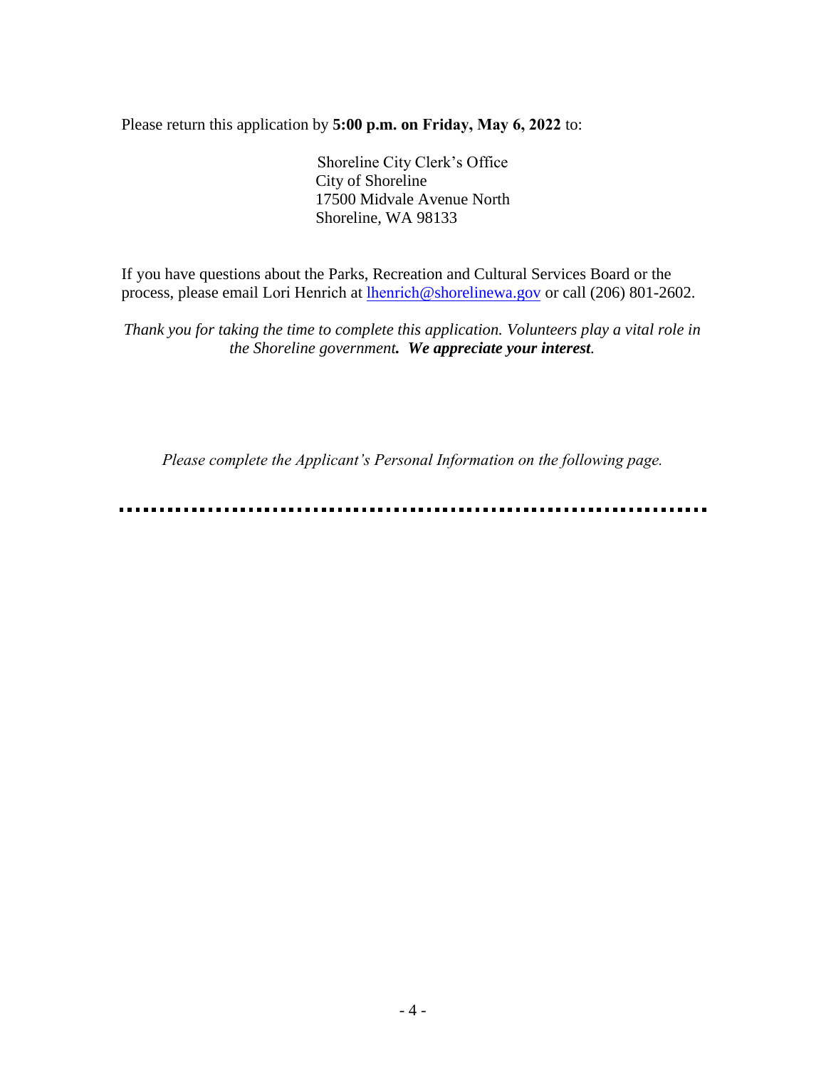Please return this application by **5:00 p.m. on Friday, May 6, 2022** to:

Shoreline City Clerk's Office
City of Shoreline
17500 Midvale Avenue North
Shoreline, WA 98133

If you have questions about the Parks, Recreation and Cultural Services Board or the process, please email Lori Henrich at [lhenrich@shorelinewa.gov](mailto:lhenrich@shorelinewa.gov) or call (206) 801-2602.

*Thank you for taking the time to complete this application. Volunteers play a vital role in the Shoreline government.* ***We appreciate your interest.***

*Please complete the Applicant's Personal Information on the following page.*

---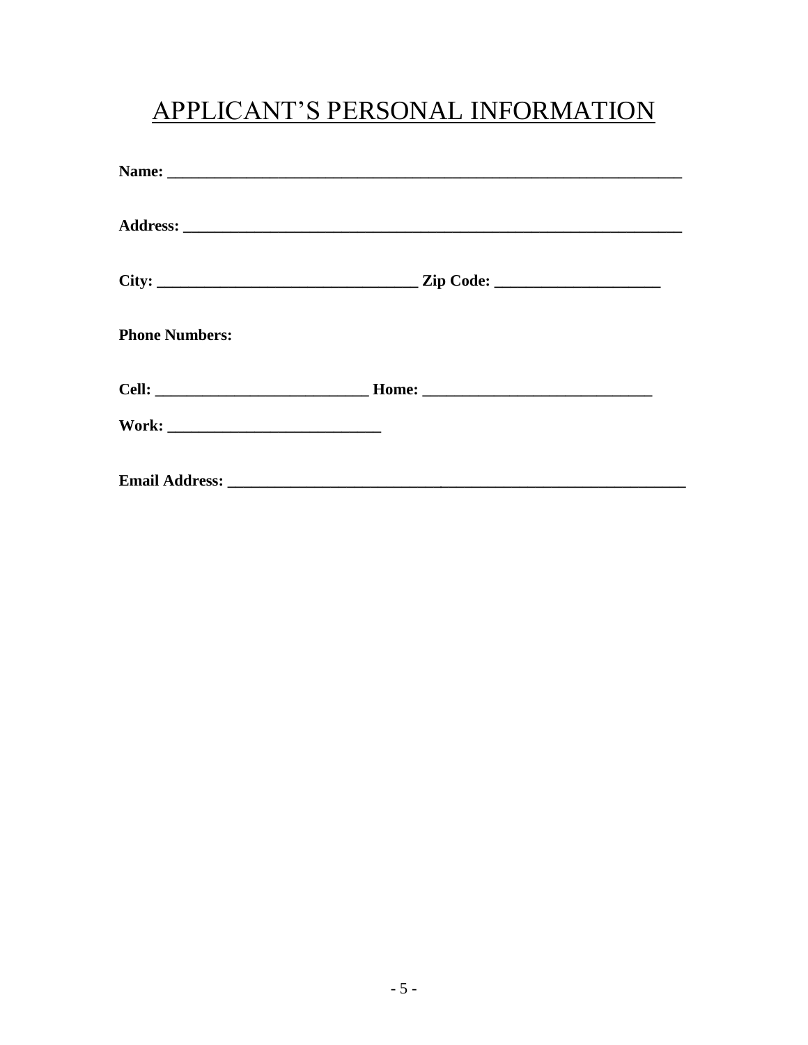# APPLICANT'S PERSONAL INFORMATION

**Name: ____________________________________________________________________**

**Address: __________________________________________________________________**

**City: _________________________________ Zip Code: ____________________**

**Phone Numbers:**

**Cell: ___________________________ Home: _____________________________**

**Work: ___________________________**

**Email Address: ___________________________________________________________**